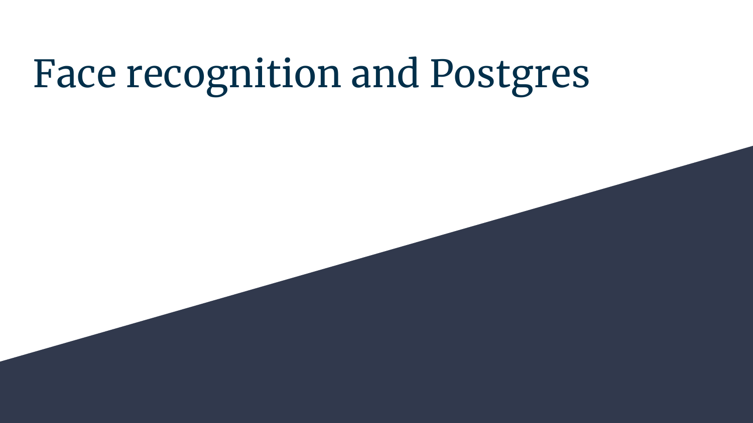# Face recognition and Postgres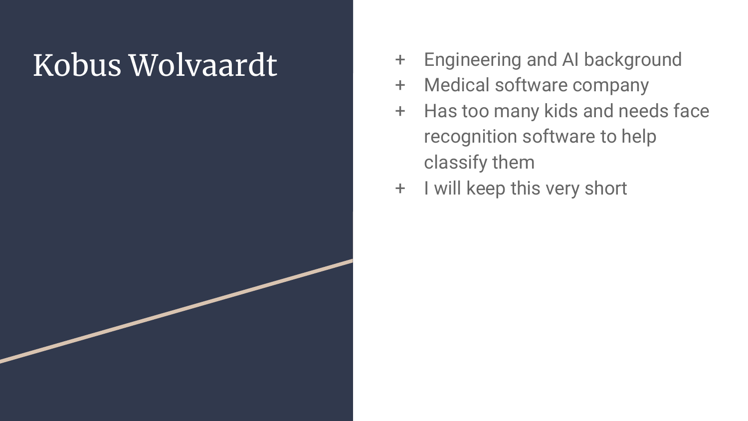# Kobus Wolvaardt

- Engineering and AI background
- Medical software company
- Has too many kids and needs face recognition software to help classify them
- I will keep this very short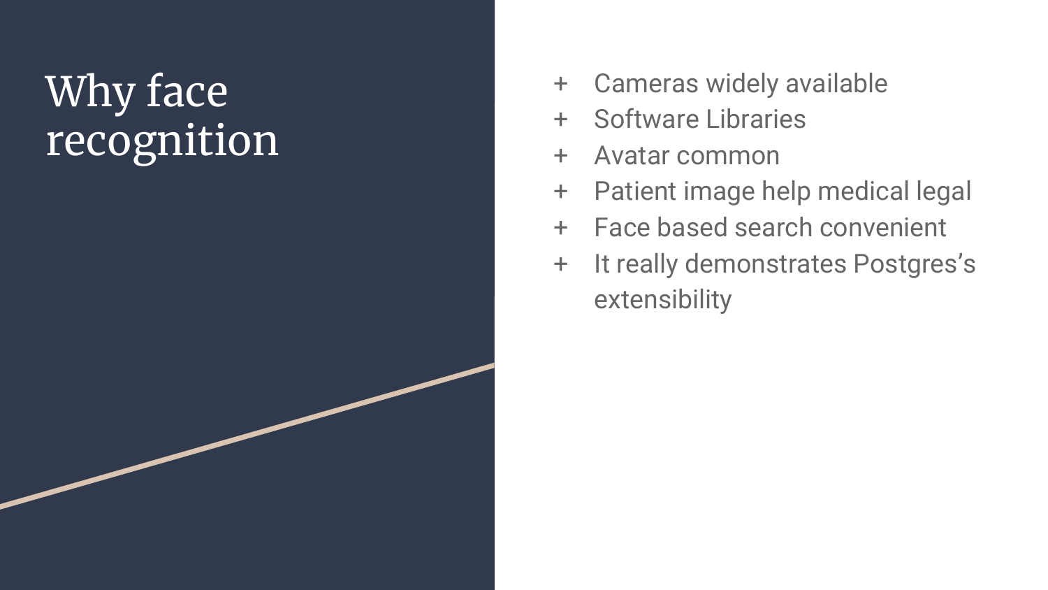# Why face recognition

- Cameras widely available
- Software Libraries
- Avatar common
- Patient image help medical legal
- Face based search convenient
- It really demonstrates Postgres's extensibility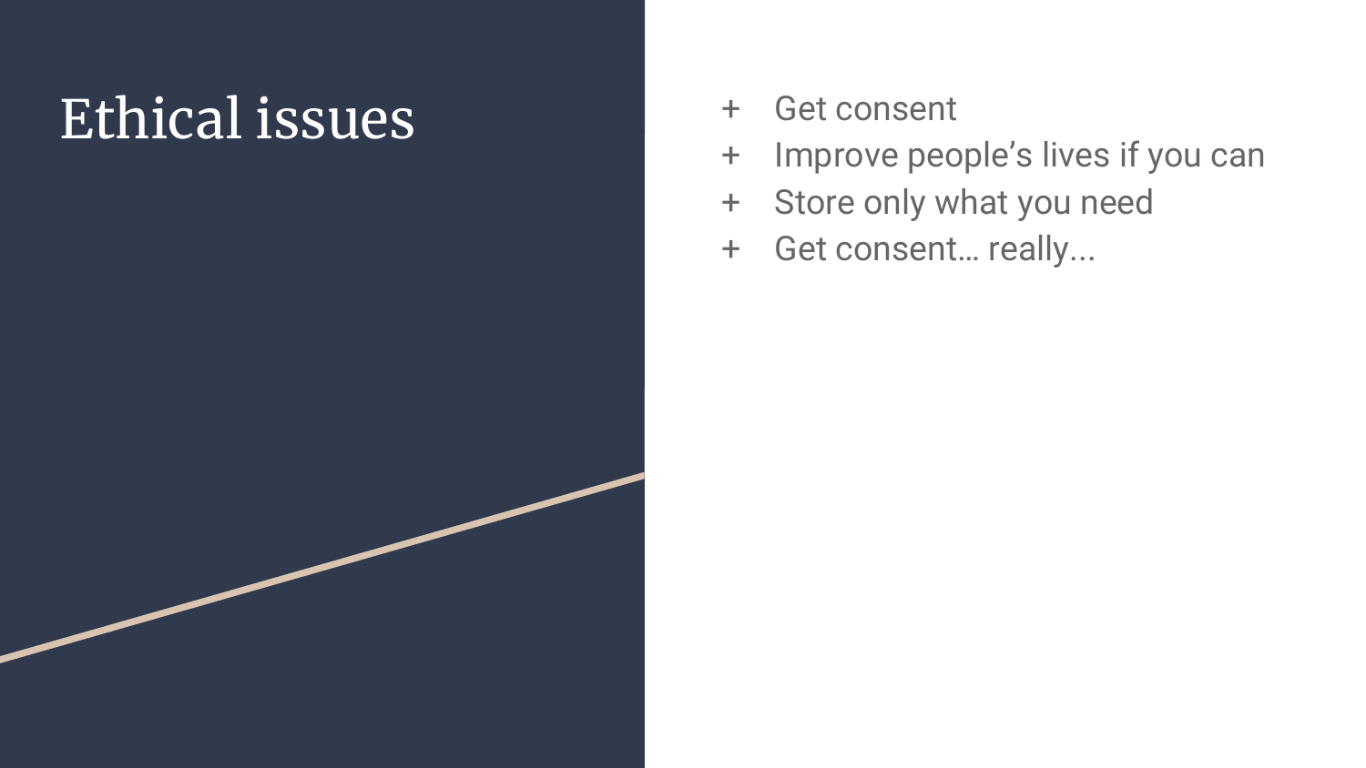# Ethical issues

- Get consent
- Improve people's lives if you can
- Store only what you need
- Get consent… really...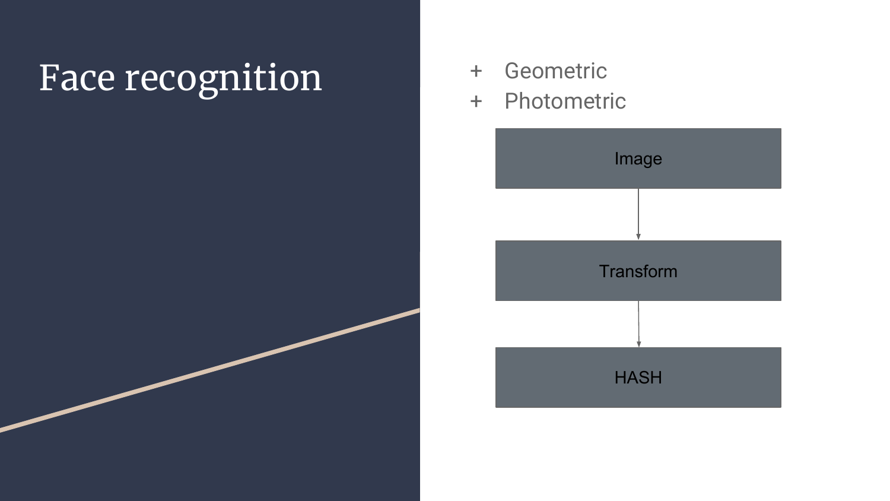# Face recognition

+ Geometric
+ Photometric

Image → Transform → HASH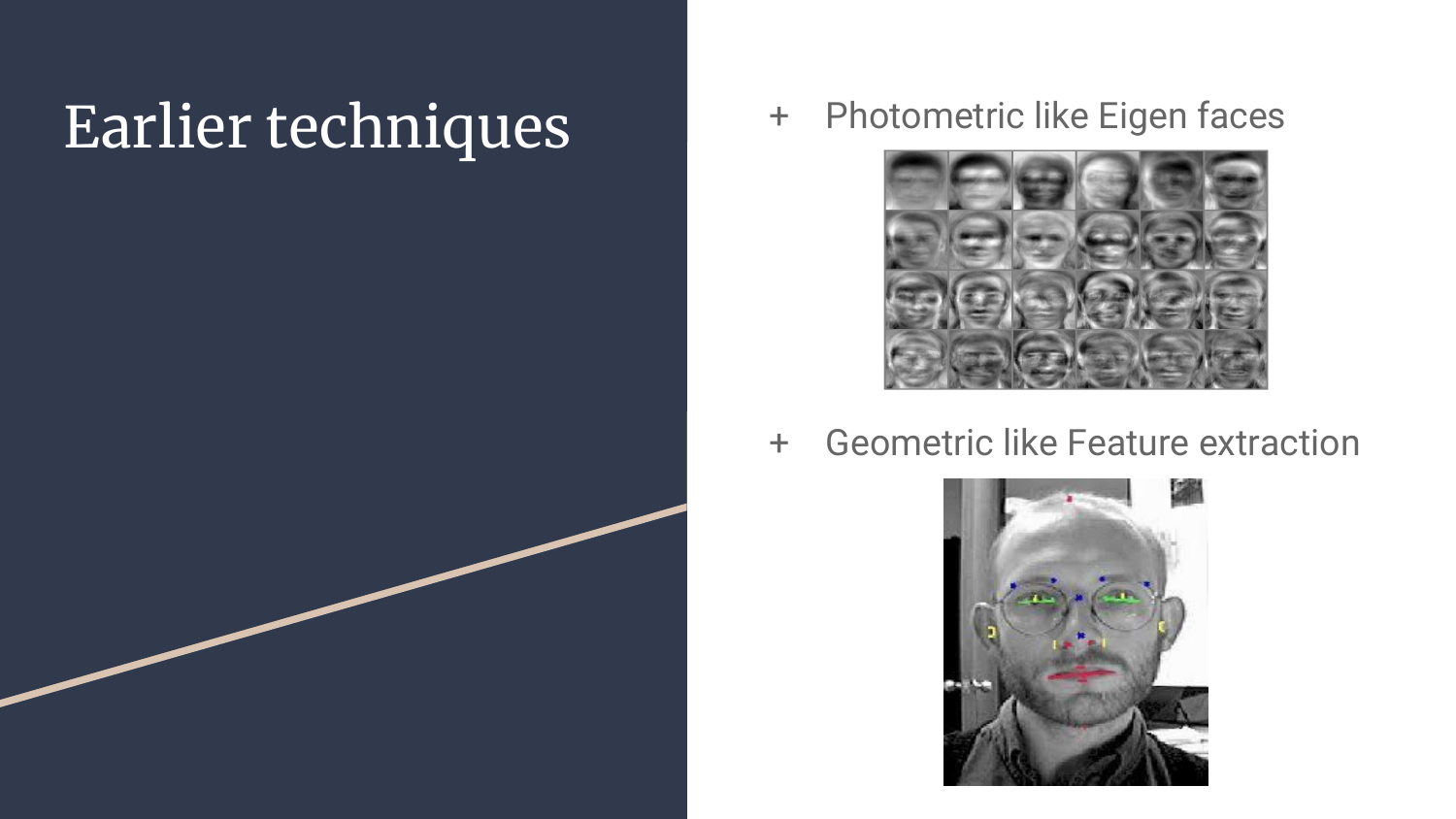# Earlier techniques

- Photometric like Eigen faces
- Geometric like Feature extraction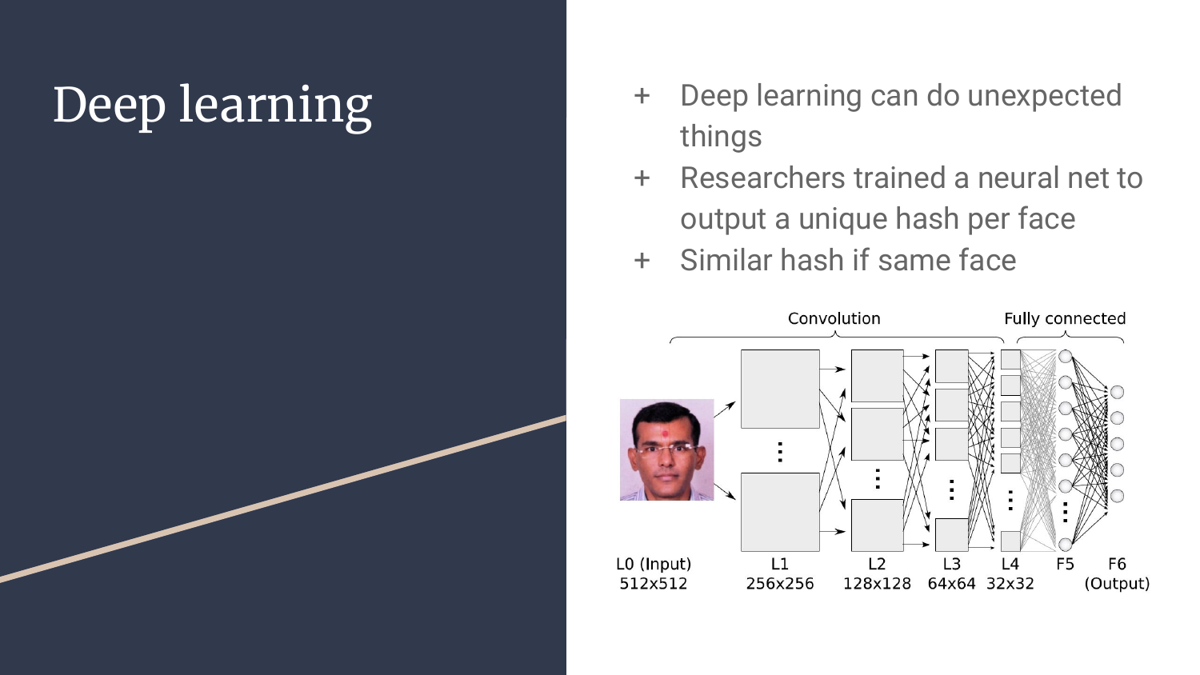# Deep learning

- Deep learning can do unexpected things
- Researchers trained a neural net to output a unique hash per face
- Similar hash if same face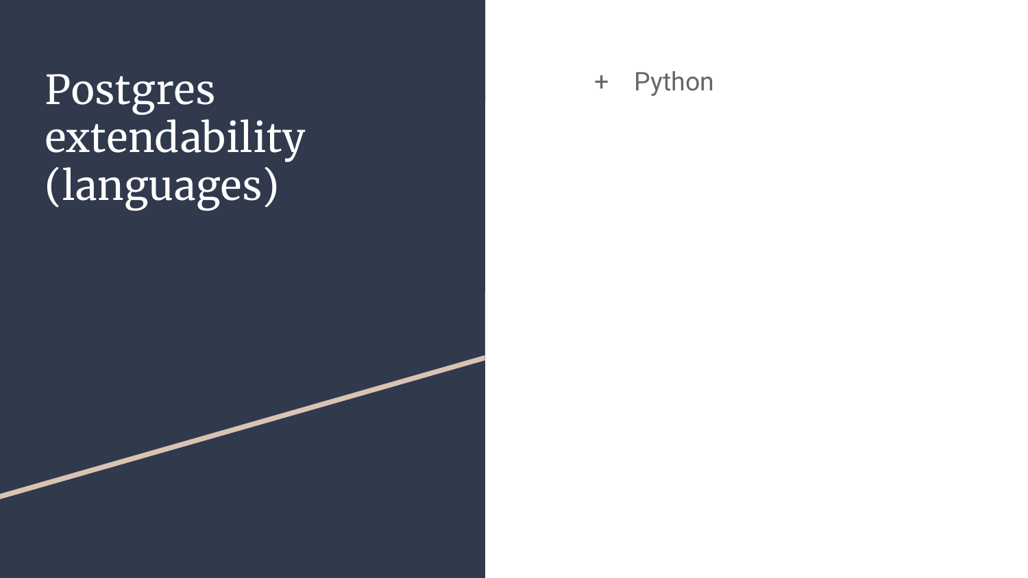# Postgres extendability (languages)

- Python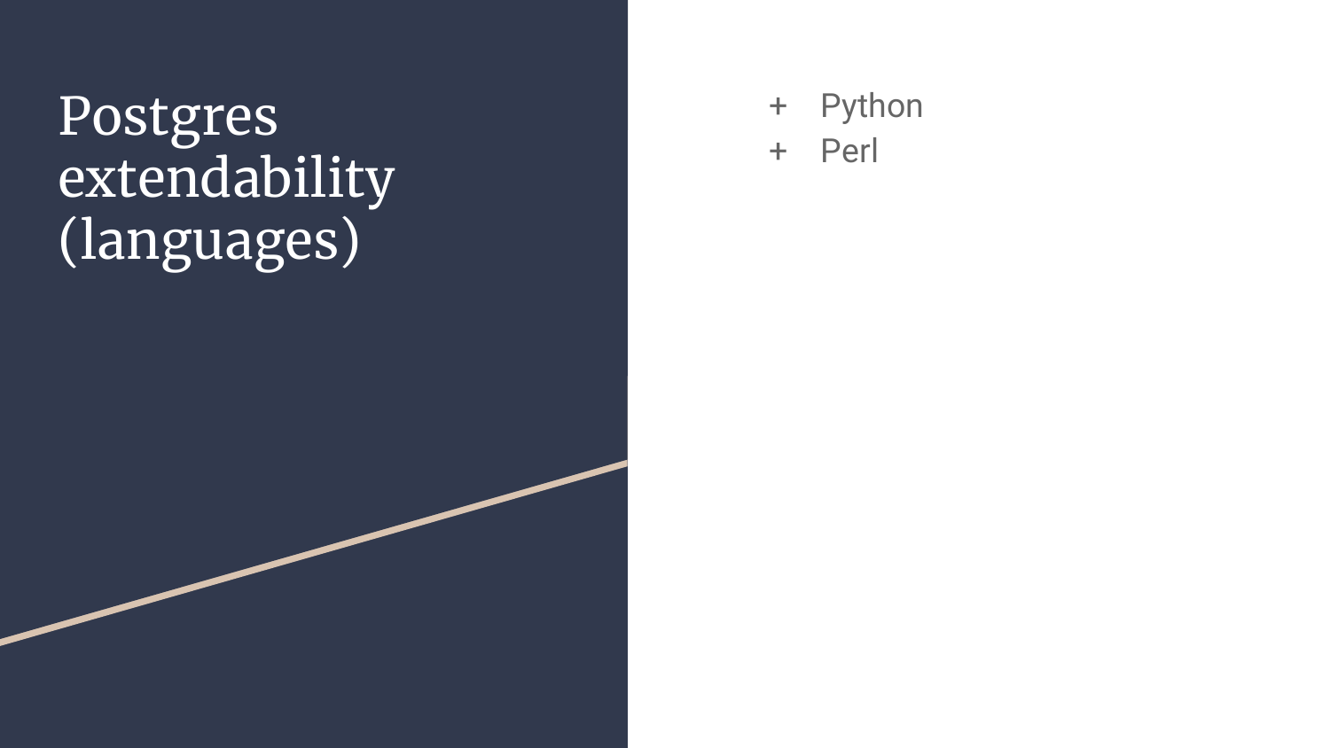# Postgres extendability (languages)

- Python
- Perl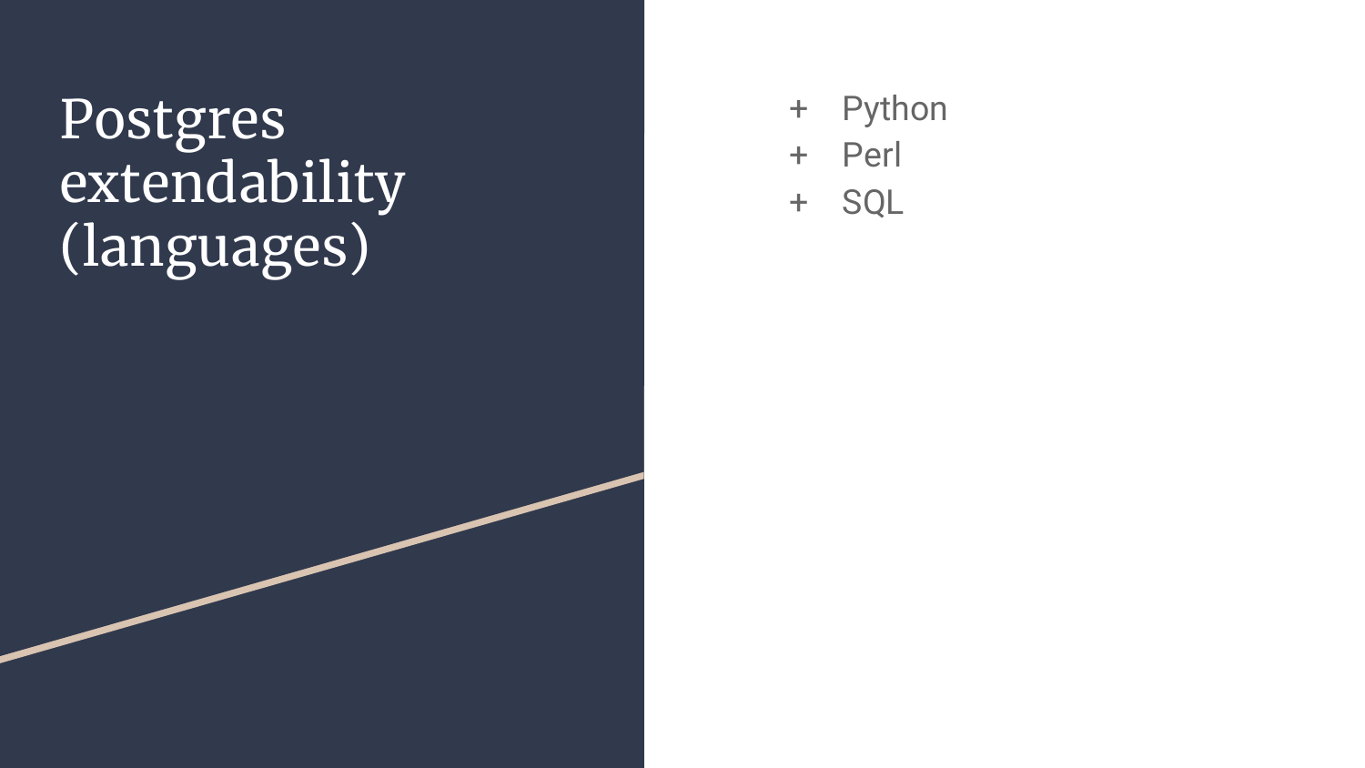# Postgres extendability (languages)

+ Python
+ Perl
+ SQL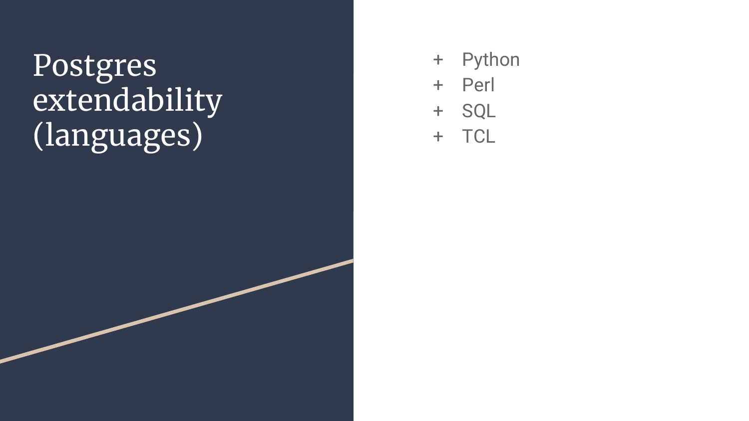# Postgres extendability (languages)

- Python
- Perl
- SQL
- TCL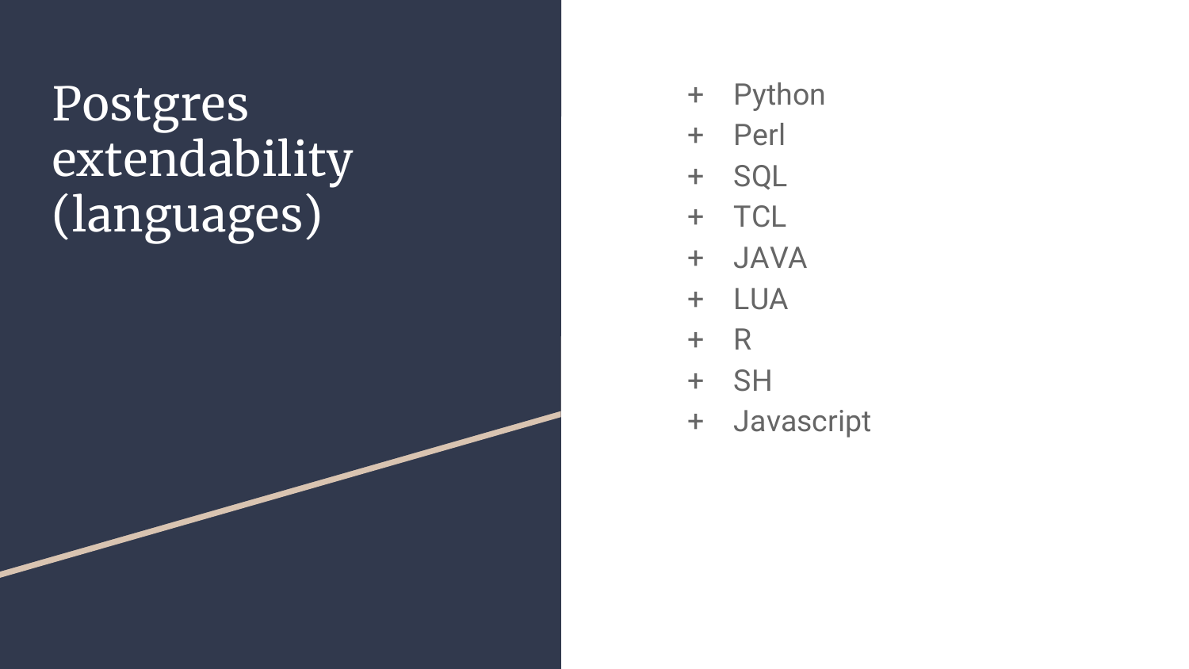# Postgres extendability (languages)

+ Python
+ Perl
+ SQL
+ TCL
+ JAVA
+ LUA
+ R
+ SH
+ Javascript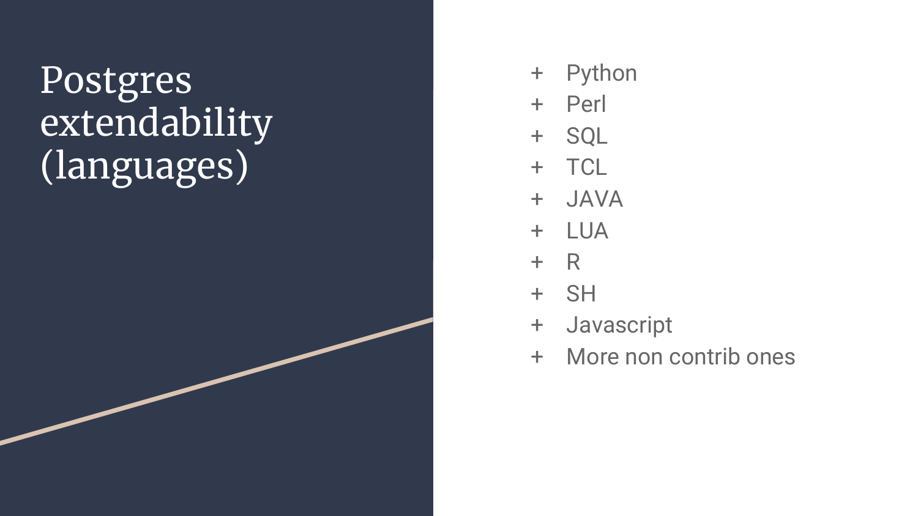# Postgres extendability (languages)

- Python
- Perl
- SQL
- TCL
- JAVA
- LUA
- R
- SH
- Javascript
- More non contrib ones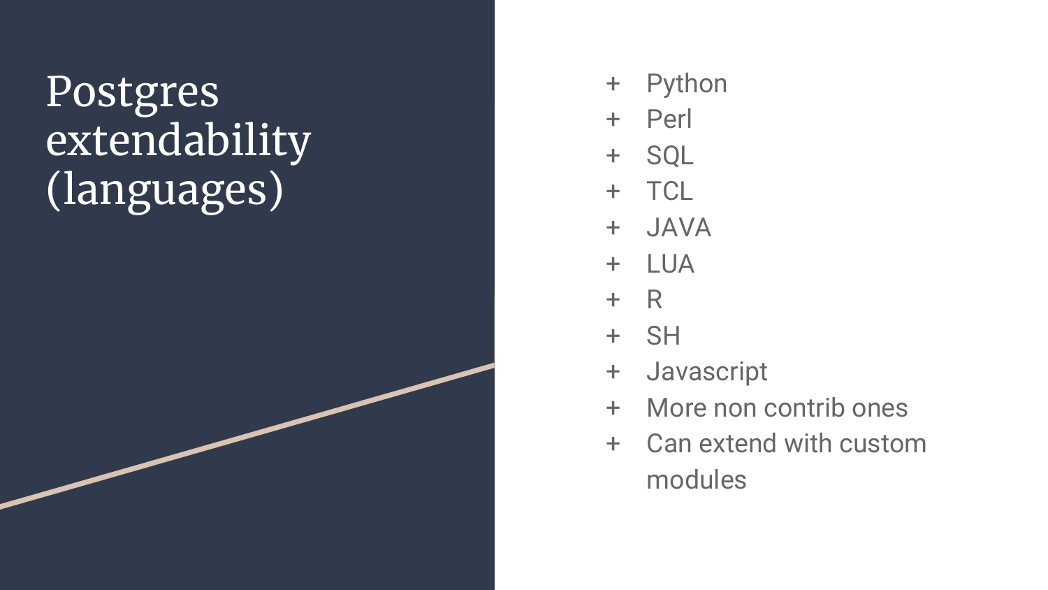# Postgres extendability (languages)

- Python
- Perl
- SQL
- TCL
- JAVA
- LUA
- R
- SH
- Javascript
- More non contrib ones
- Can extend with custom modules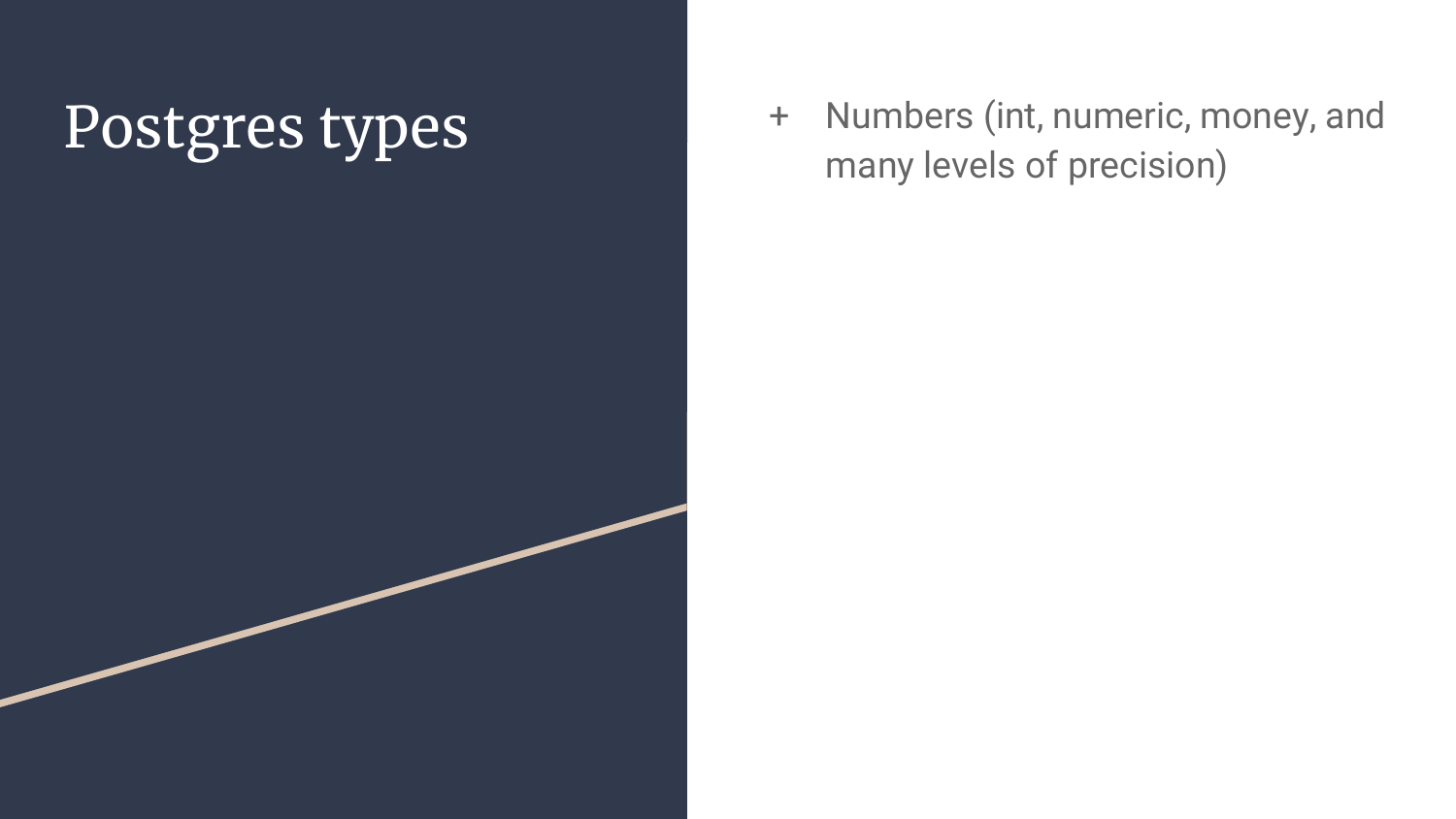# Postgres types

+ Numbers (int, numeric, money, and many levels of precision)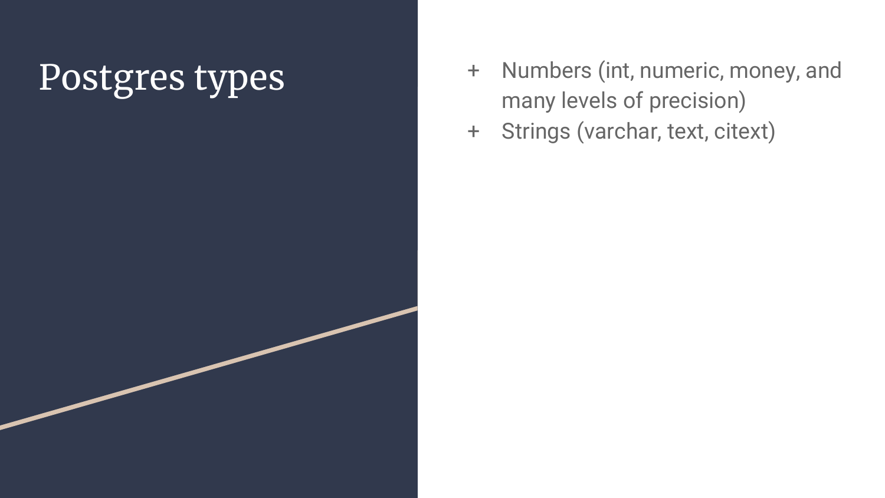# Postgres types

+ Numbers (int, numeric, money, and many levels of precision)
+ Strings (varchar, text, citext)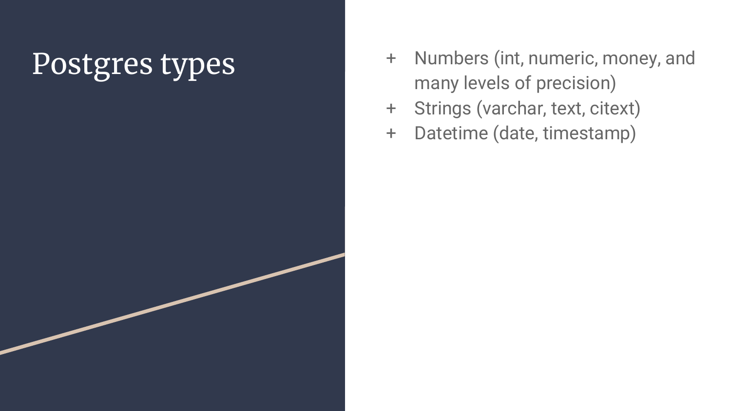# Postgres types

- Numbers (int, numeric, money, and many levels of precision)
- Strings (varchar, text, citext)
- Datetime (date, timestamp)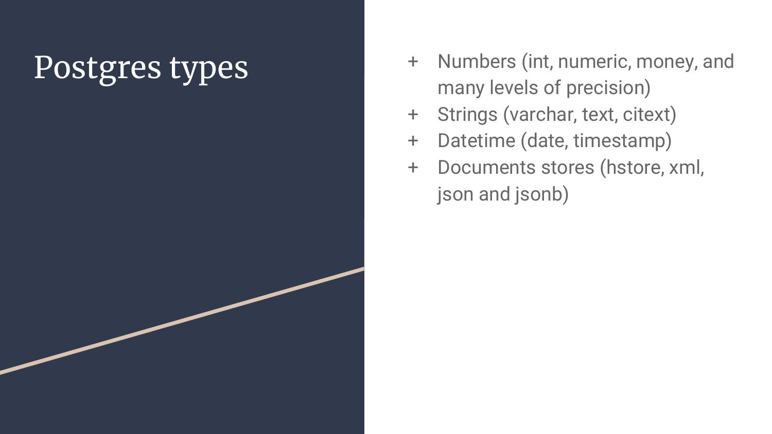# Postgres types

+ Numbers (int, numeric, money, and many levels of precision)
+ Strings (varchar, text, citext)
+ Datetime (date, timestamp)
+ Documents stores (hstore, xml, json and jsonb)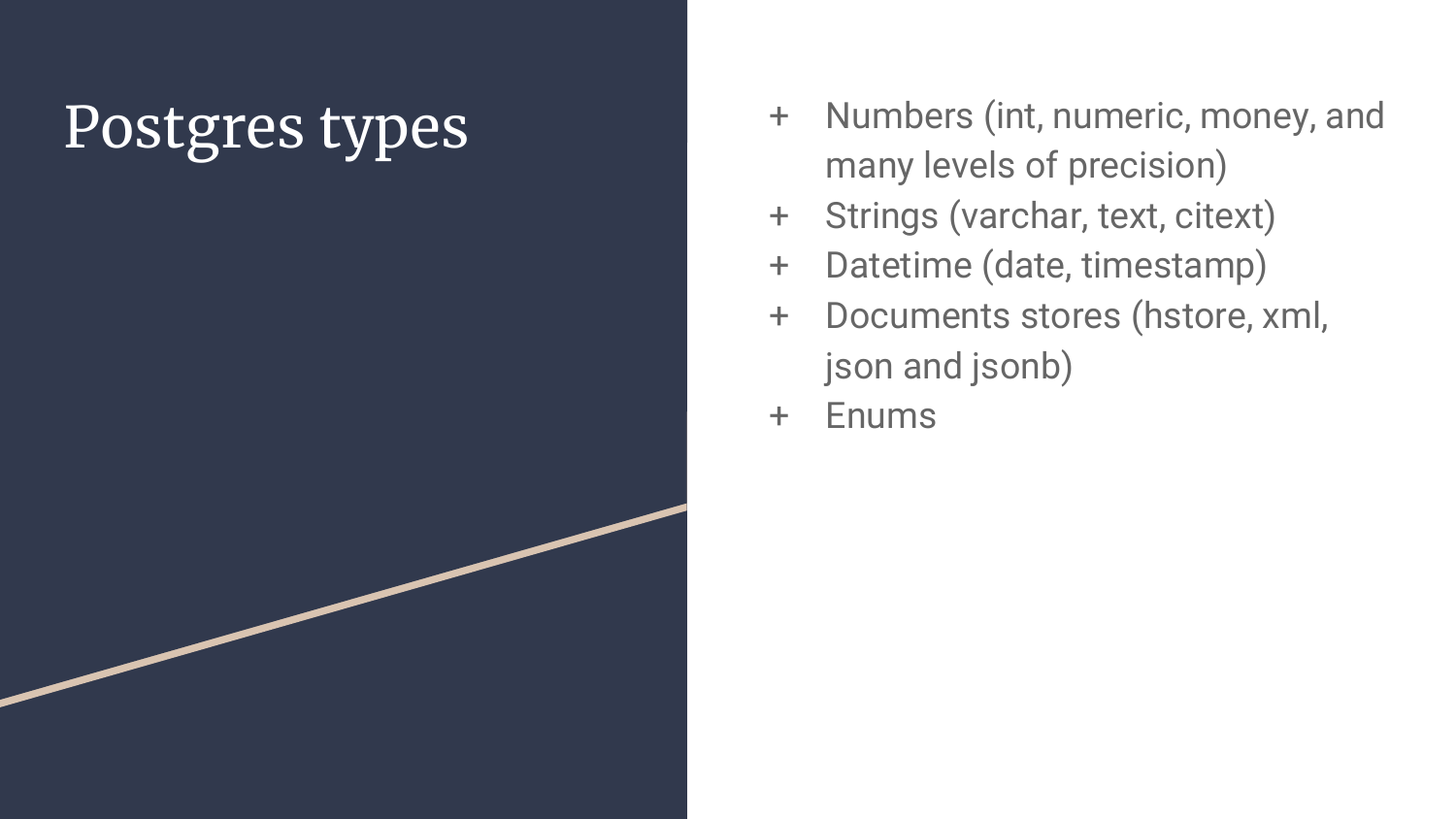# Postgres types

- Numbers (int, numeric, money, and many levels of precision)
- Strings (varchar, text, citext)
- Datetime (date, timestamp)
- Documents stores (hstore, xml, json and jsonb)
- Enums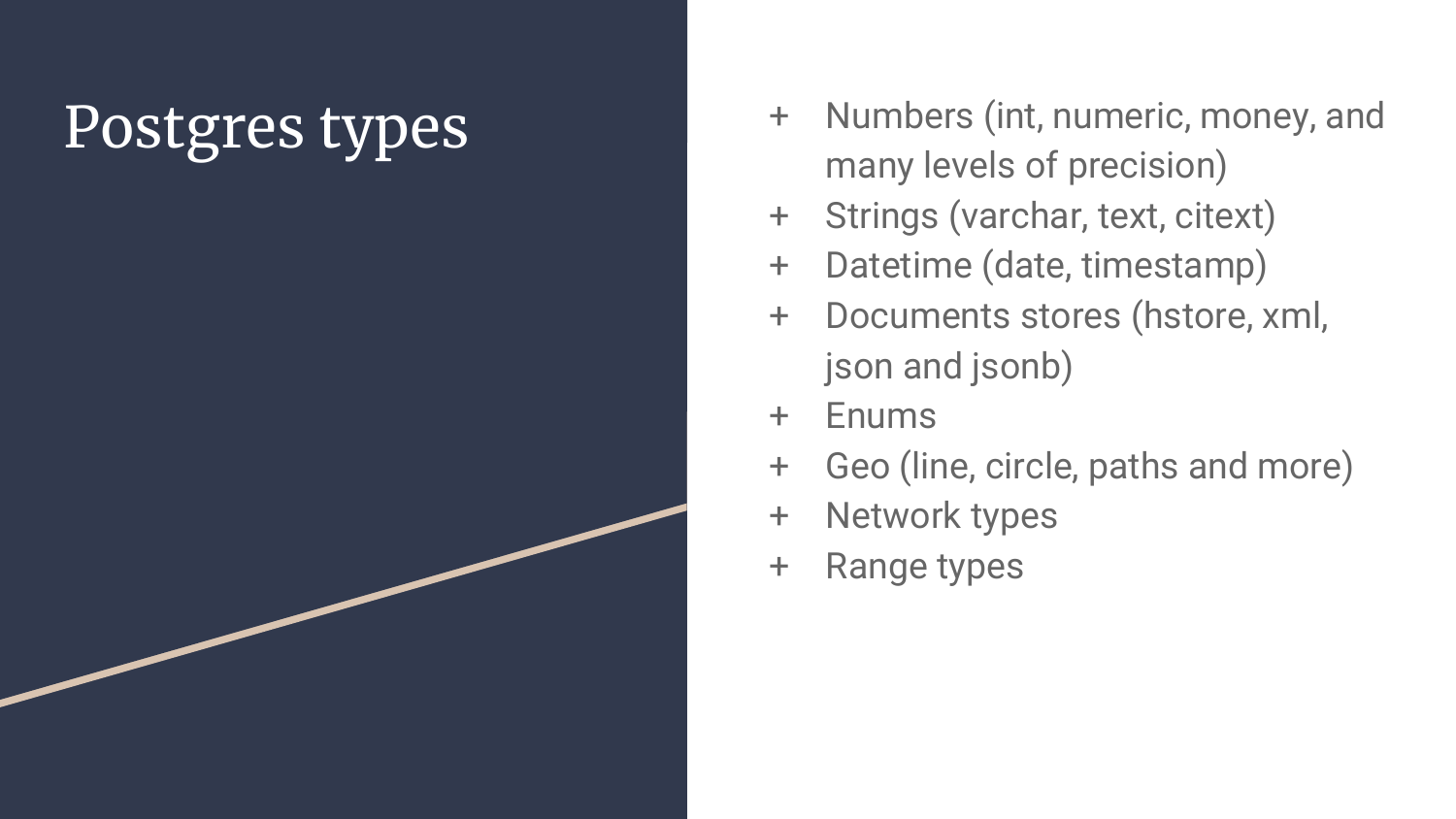# Postgres types

- Numbers (int, numeric, money, and many levels of precision)
- Strings (varchar, text, citext)
- Datetime (date, timestamp)
- Documents stores (hstore, xml, json and jsonb)
- Enums
- Geo (line, circle, paths and more)
- Network types
- Range types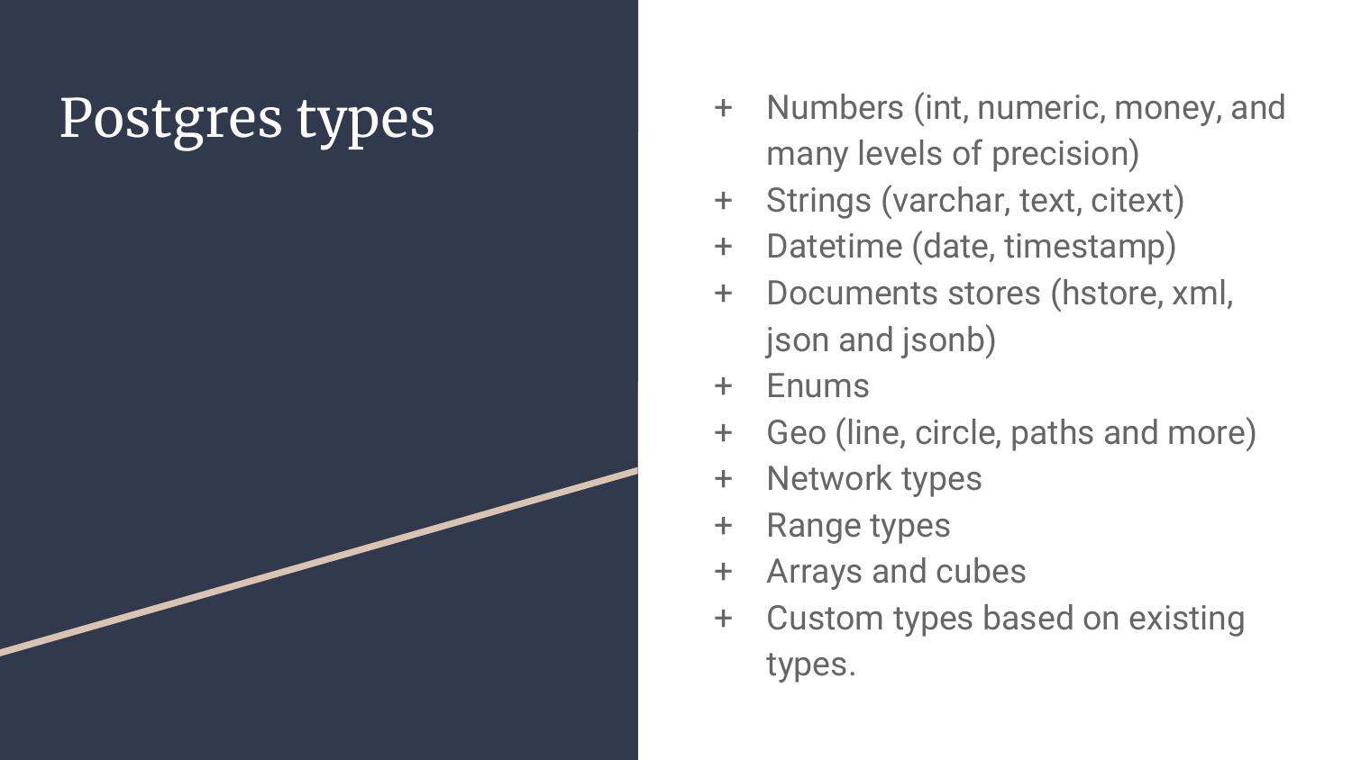# Postgres types

- Numbers (int, numeric, money, and many levels of precision)
- Strings (varchar, text, citext)
- Datetime (date, timestamp)
- Documents stores (hstore, xml, json and jsonb)
- Enums
- Geo (line, circle, paths and more)
- Network types
- Range types
- Arrays and cubes
- Custom types based on existing types.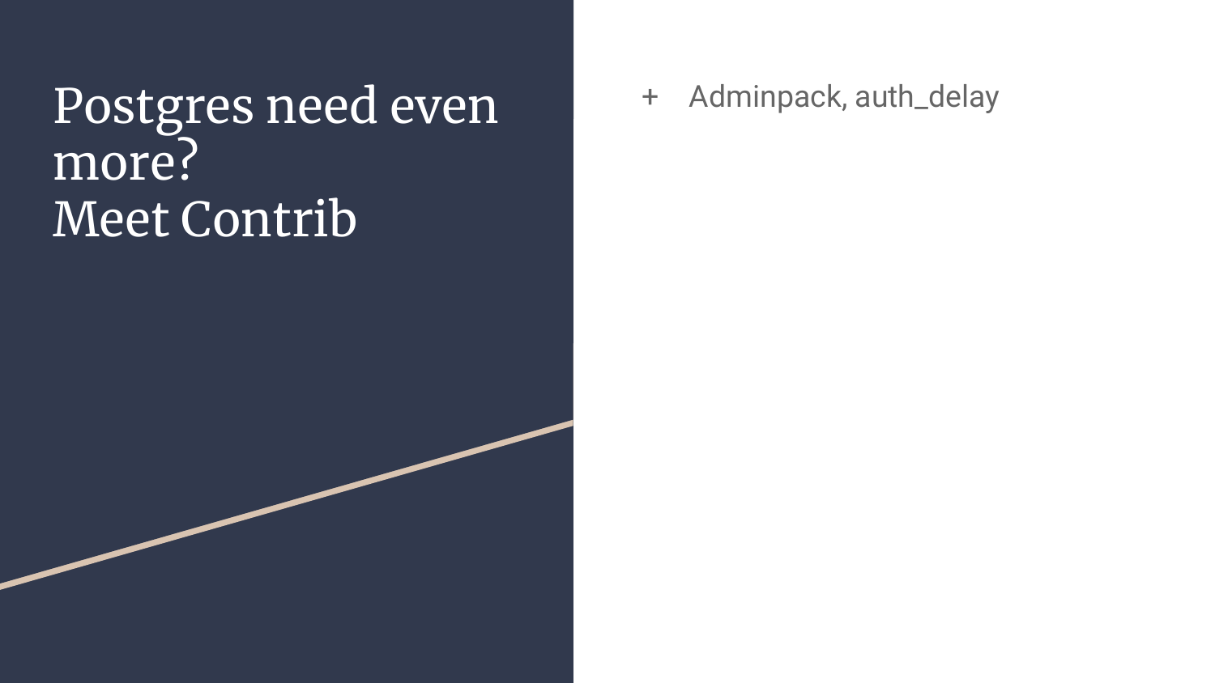# Postgres need even more?
# Meet Contrib

- Adminpack, auth_delay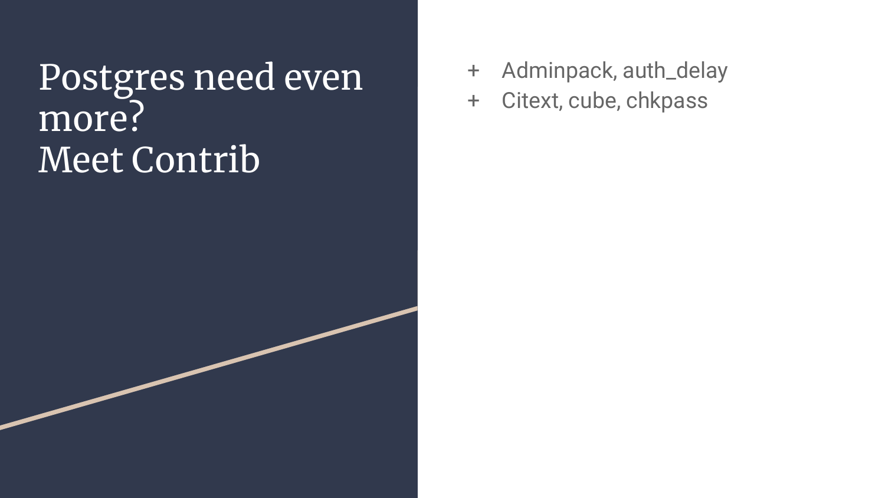# Postgres need even more?
# Meet Contrib

- Adminpack, auth_delay
- Citext, cube, chkpass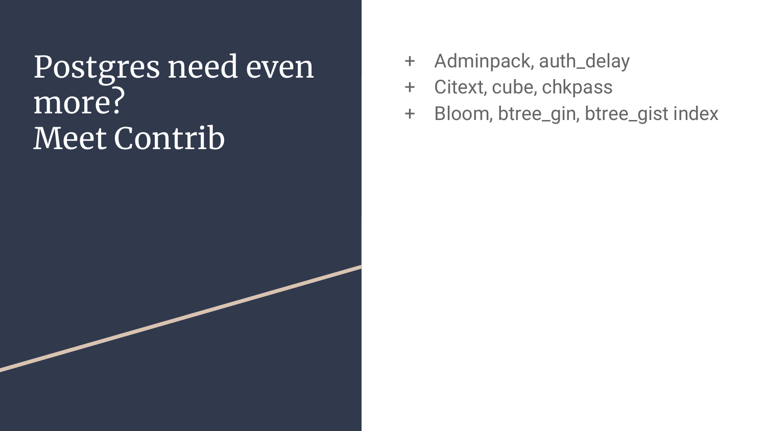# Postgres need even more?
# Meet Contrib

- Adminpack, auth_delay
- Citext, cube, chkpass
- Bloom, btree_gin, btree_gist index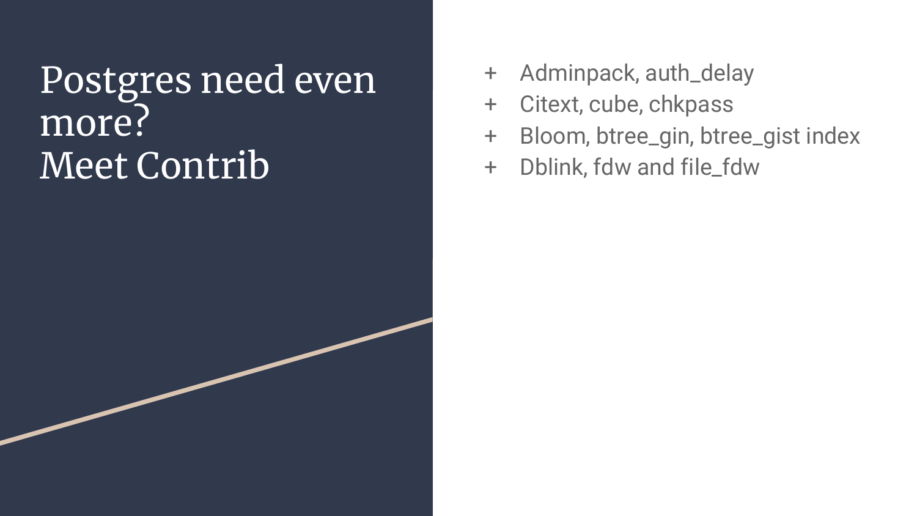# Postgres need even more?
# Meet Contrib

+ Adminpack, auth_delay
+ Citext, cube, chkpass
+ Bloom, btree_gin, btree_gist index
+ Dblink, fdw and file_fdw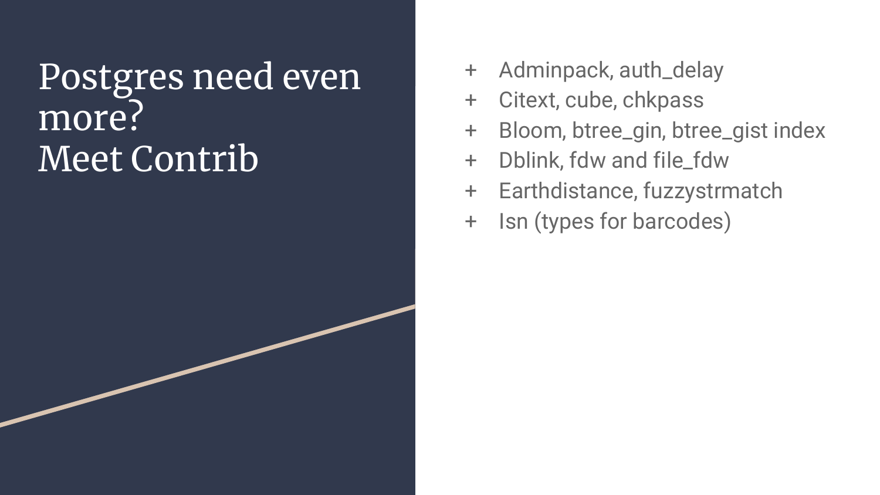# Postgres need even more?
# Meet Contrib

- Adminpack, auth_delay
- Citext, cube, chkpass
- Bloom, btree_gin, btree_gist index
- Dblink, fdw and file_fdw
- Earthdistance, fuzzystrmatch
- Isn (types for barcodes)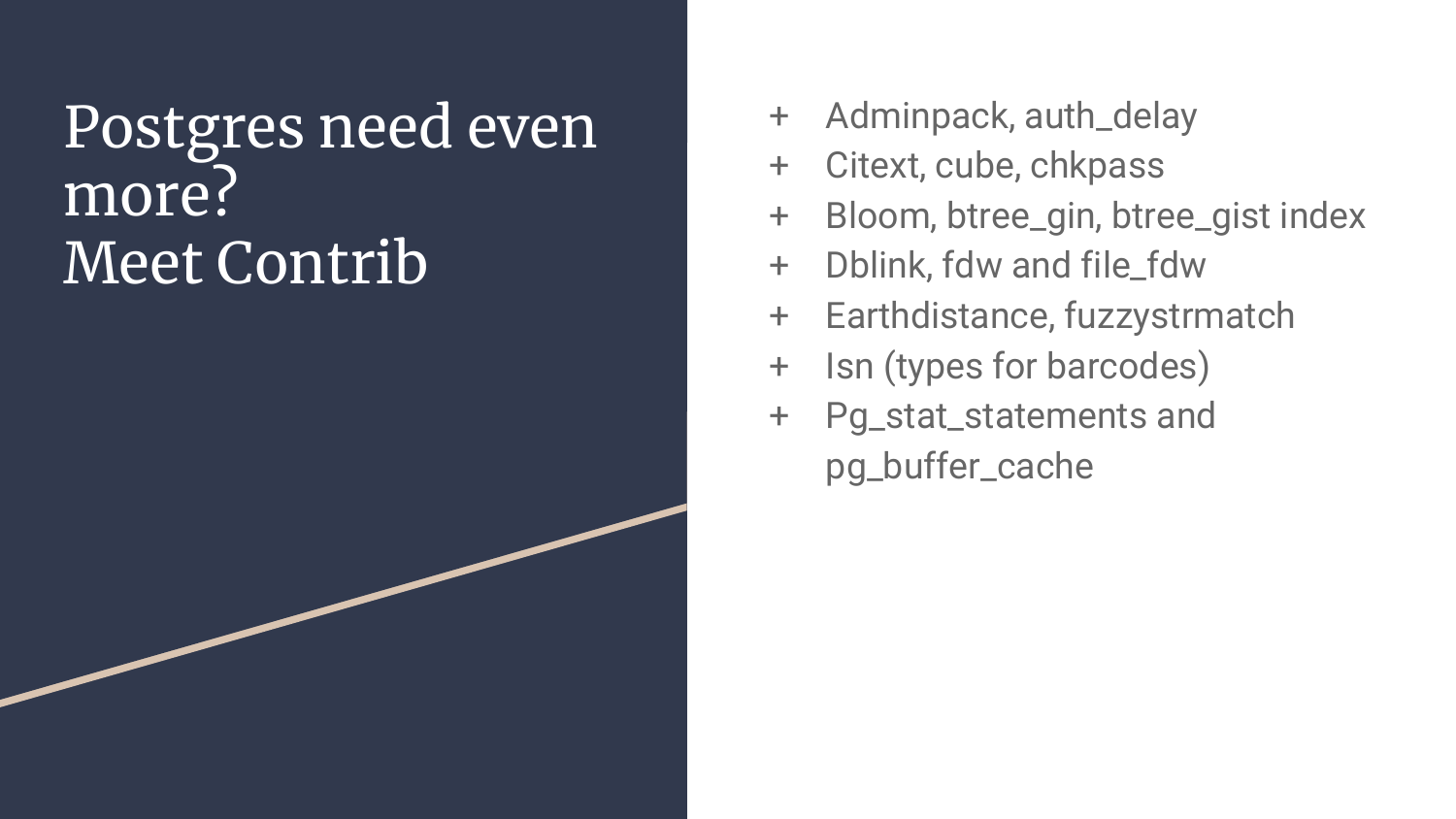# Postgres need even more?
# Meet Contrib

- Adminpack, auth_delay
- Citext, cube, chkpass
- Bloom, btree_gin, btree_gist index
- Dblink, fdw and file_fdw
- Earthdistance, fuzzystrmatch
- Isn (types for barcodes)
- Pg_stat_statements and pg_buffer_cache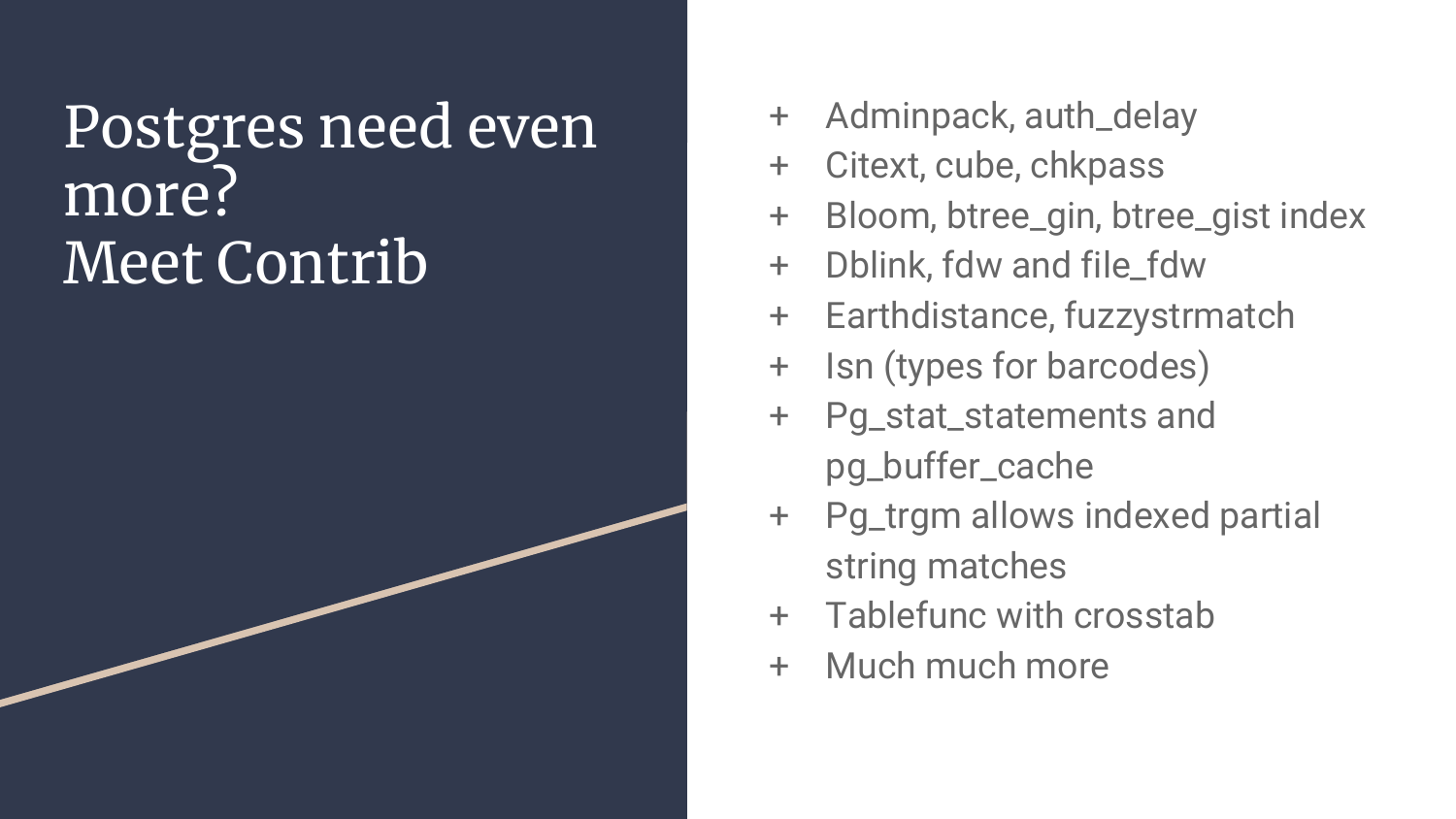# Postgres need even more?
# Meet Contrib

- Adminpack, auth_delay
- Citext, cube, chkpass
- Bloom, btree_gin, btree_gist index
- Dblink, fdw and file_fdw
- Earthdistance, fuzzystrmatch
- Isn (types for barcodes)
- Pg_stat_statements and pg_buffer_cache
- Pg_trgm allows indexed partial string matches
- Tablefunc with crosstab
- Much much more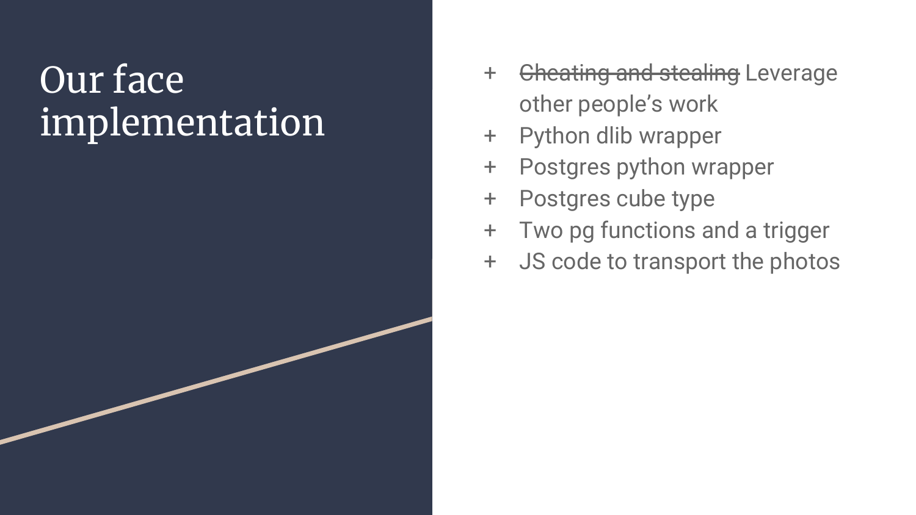# Our face implementation

- ~~Cheating and stealing~~ Leverage other people's work
- Python dlib wrapper
- Postgres python wrapper
- Postgres cube type
- Two pg functions and a trigger
- JS code to transport the photos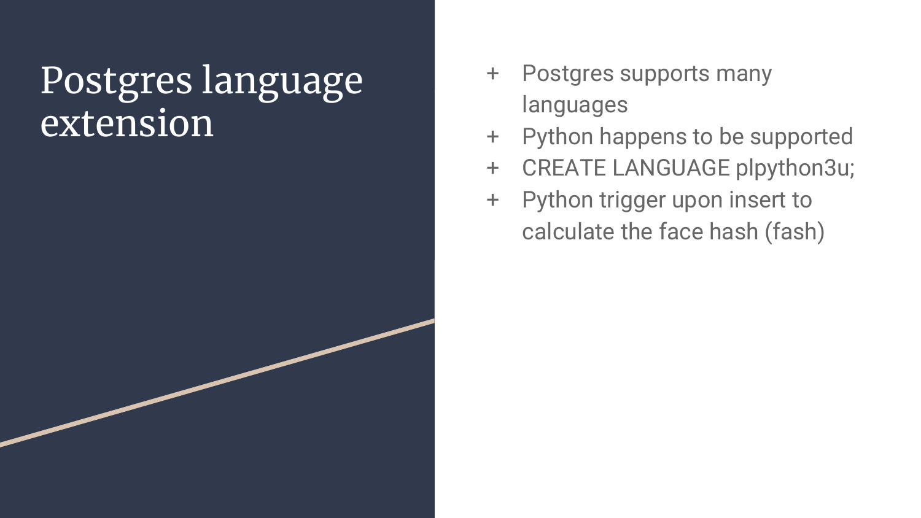# Postgres language extension

+ Postgres supports many languages
+ Python happens to be supported
+ CREATE LANGUAGE plpython3u;
+ Python trigger upon insert to calculate the face hash (fash)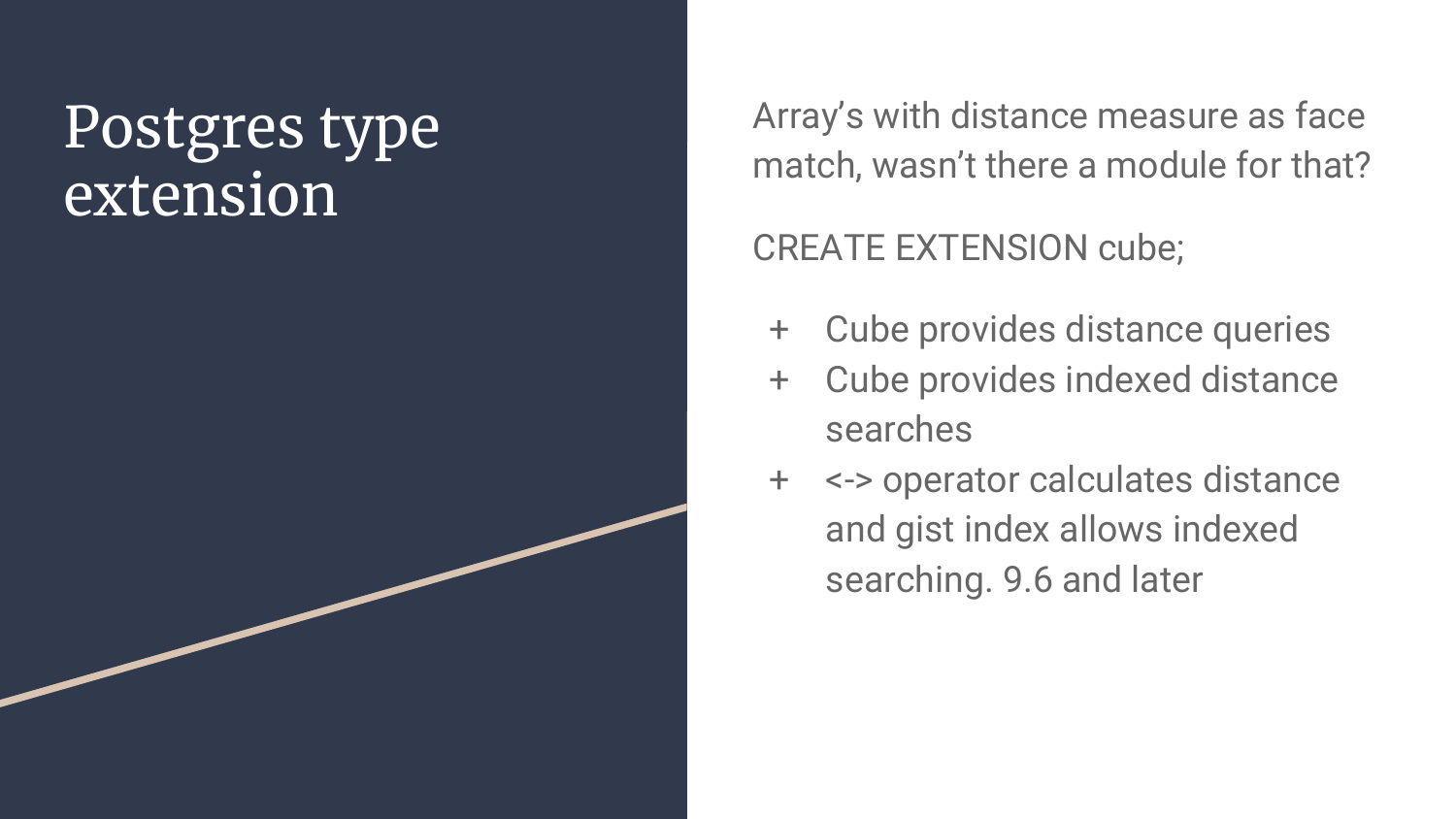# Postgres type extension

Array's with distance measure as face match, wasn't there a module for that?

CREATE EXTENSION cube;

+ Cube provides distance queries
+ Cube provides indexed distance searches
+ <-> operator calculates distance and gist index allows indexed searching. 9.6 and later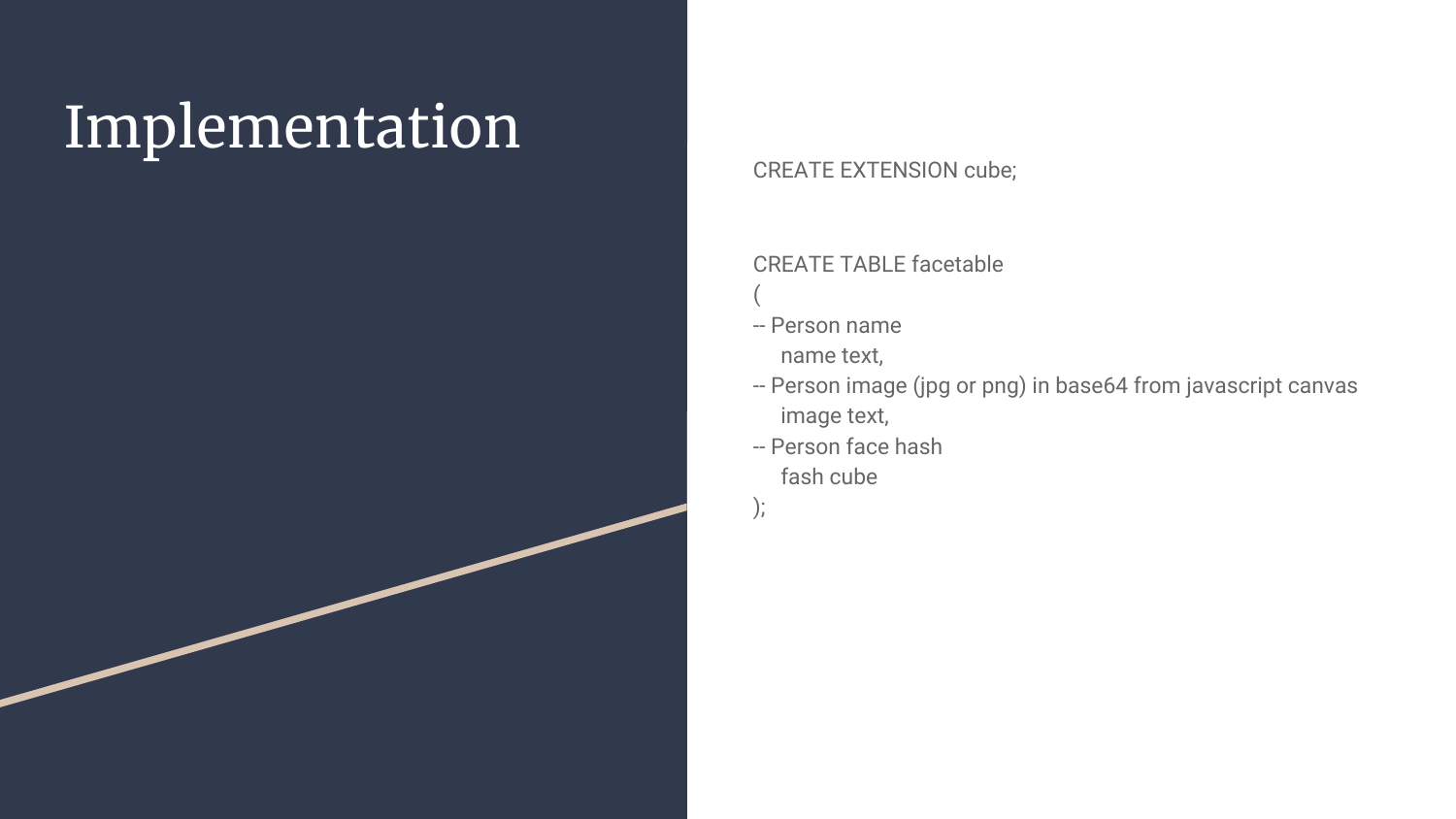# Implementation

```
CREATE EXTENSION cube;


CREATE TABLE facetable
(
-- Person name
    name text,
-- Person image (jpg or png) in base64 from javascript canvas
    image text,
-- Person face hash
    fash cube
);
```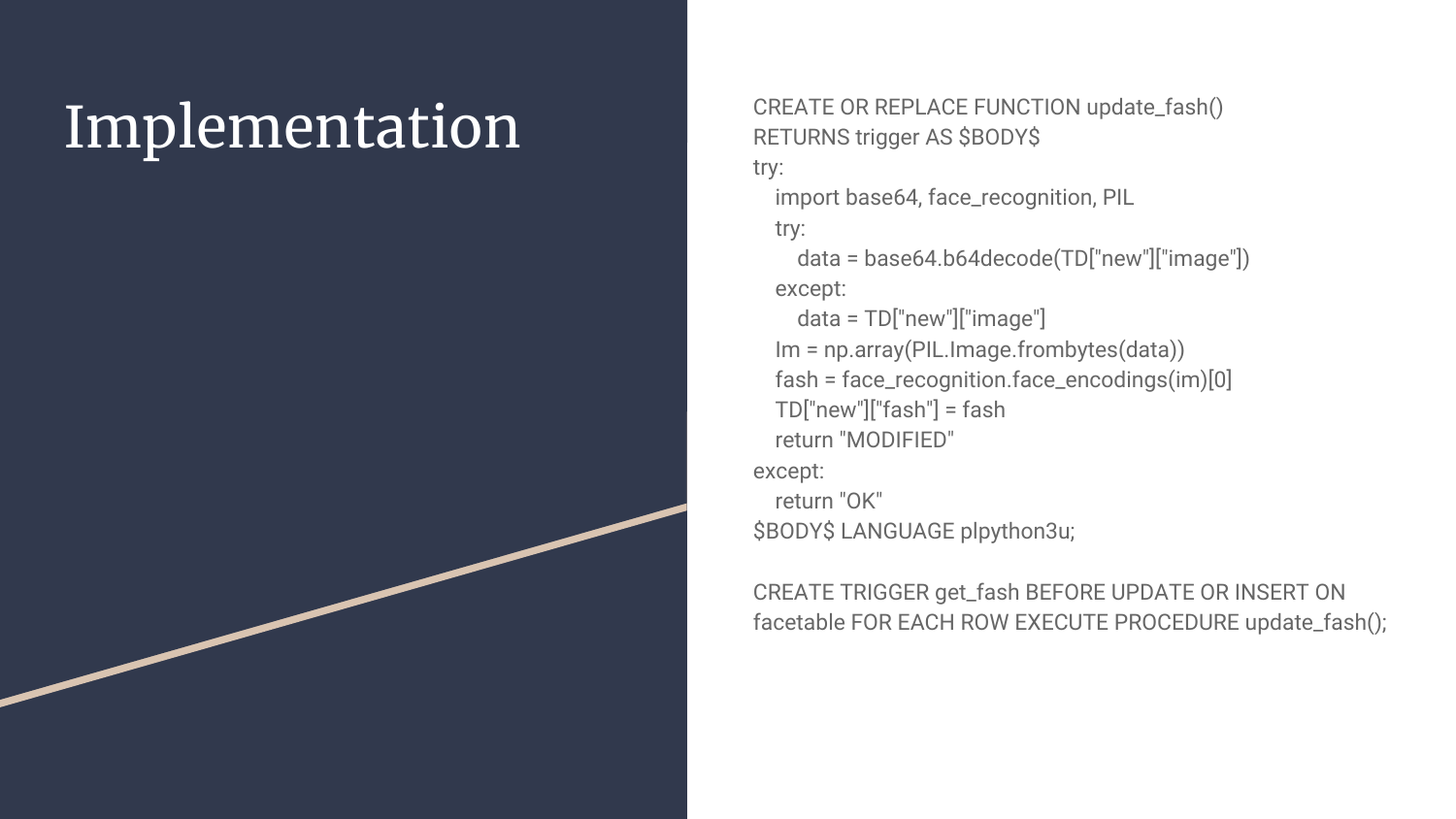# Implementation

```
CREATE OR REPLACE FUNCTION update_fash()
RETURNS trigger AS $BODY$
try:
    import base64, face_recognition, PIL
    try:
        data = base64.b64decode(TD["new"]["image"])
    except:
        data = TD["new"]["image"]
    Im = np.array(PIL.Image.frombytes(data))
    fash = face_recognition.face_encodings(im)[0]
    TD["new"]["fash"] = fash
    return "MODIFIED"
except:
    return "OK"
$BODY$ LANGUAGE plpython3u;

CREATE TRIGGER get_fash BEFORE UPDATE OR INSERT ON
facetable FOR EACH ROW EXECUTE PROCEDURE update_fash();
```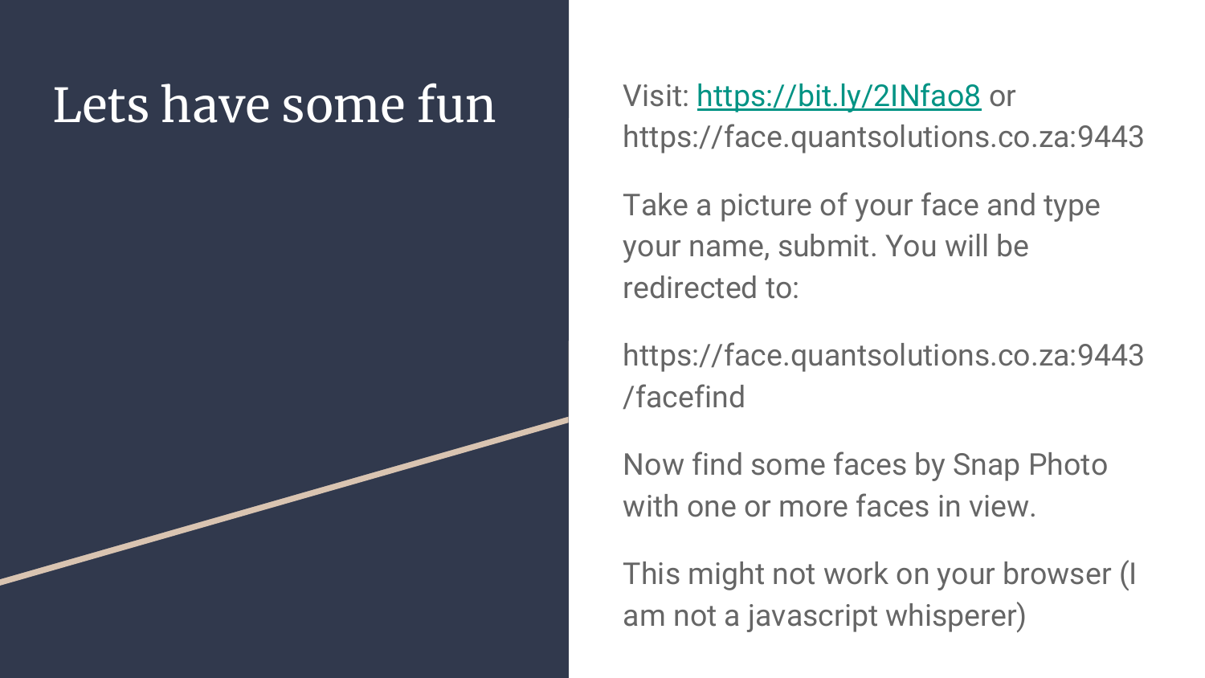# Lets have some fun

Visit: [https://bit.ly/2INfao8](https://bit.ly/2INfao8) or https://face.quantsolutions.co.za:9443

Take a picture of your face and type your name, submit. You will be redirected to:

https://face.quantsolutions.co.za:9443/facefind

Now find some faces by Snap Photo with one or more faces in view.

This might not work on your browser (I am not a javascript whisperer)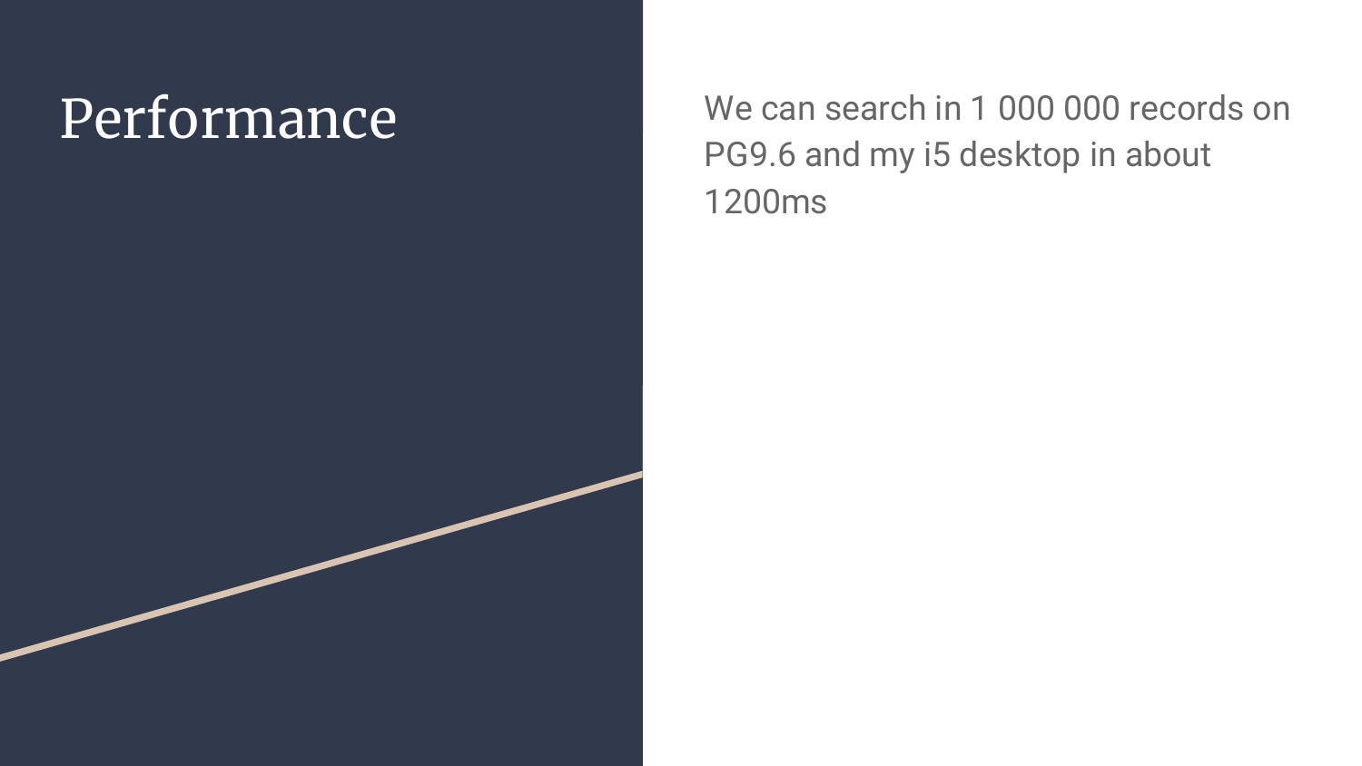# Performance

We can search in 1 000 000 records on PG9.6 and my i5 desktop in about 1200ms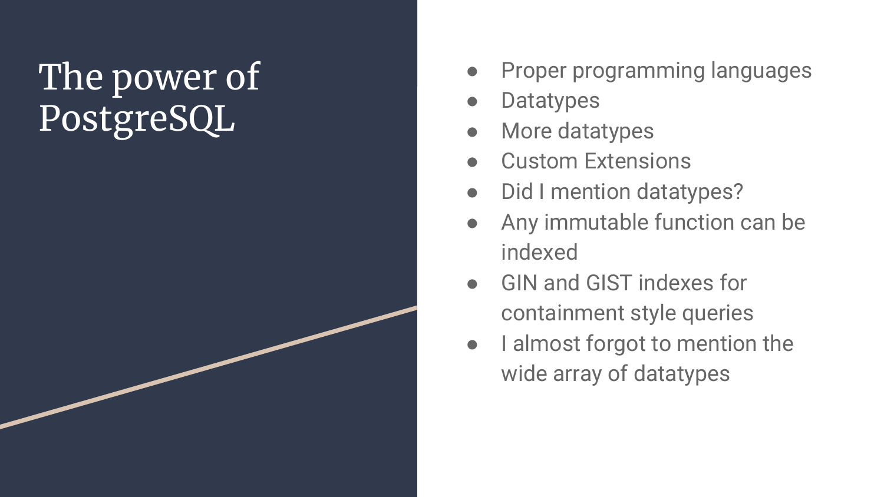# The power of PostgreSQL

- Proper programming languages
- Datatypes
- More datatypes
- Custom Extensions
- Did I mention datatypes?
- Any immutable function can be indexed
- GIN and GIST indexes for containment style queries
- I almost forgot to mention the wide array of datatypes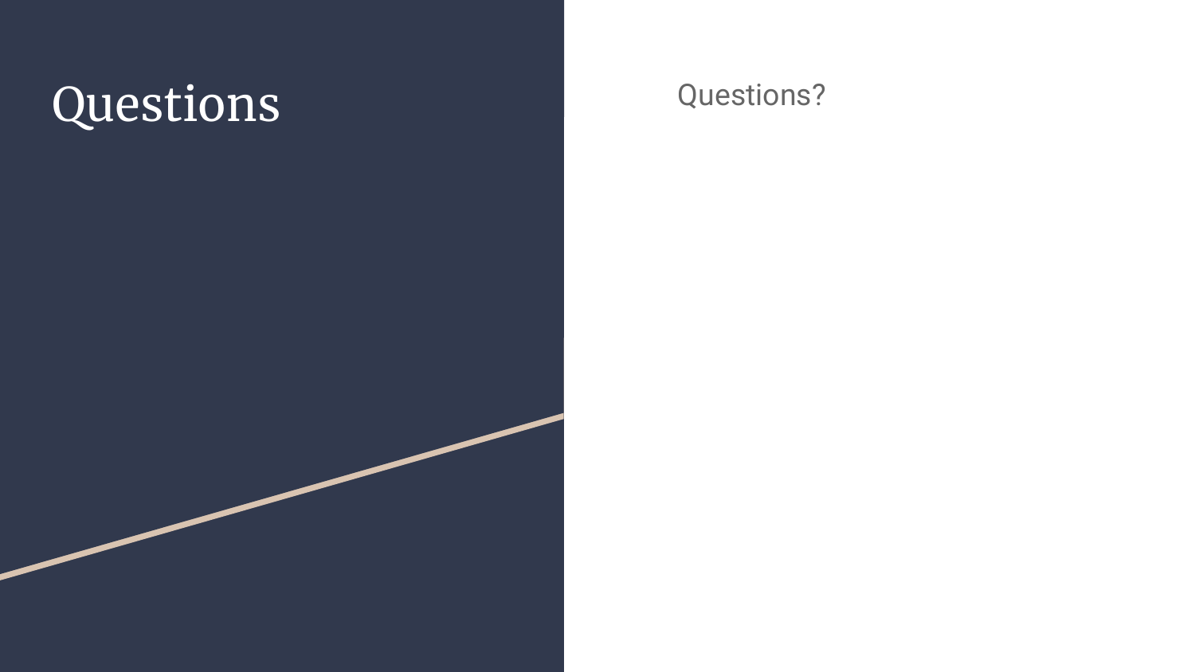# Questions

Questions?